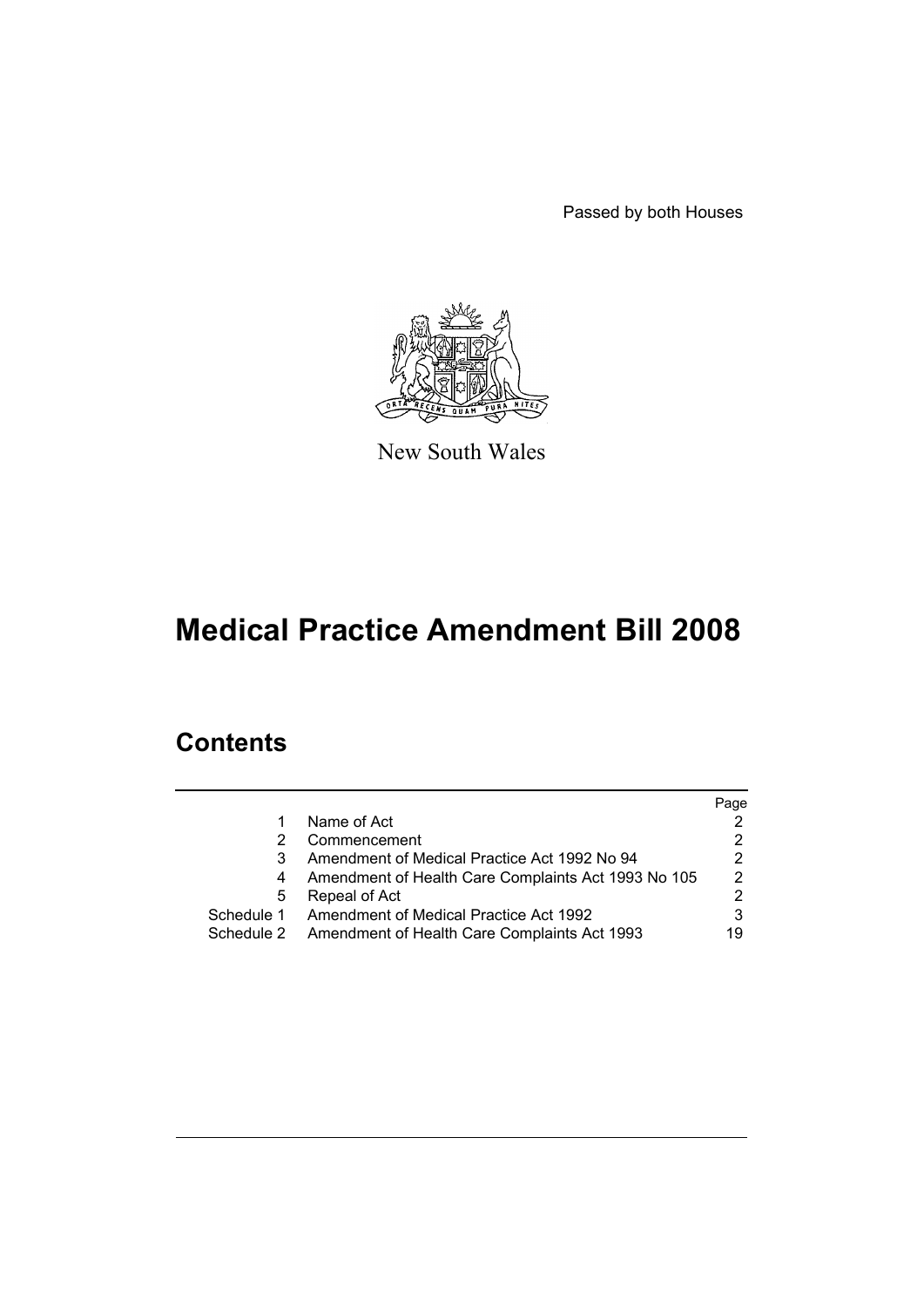Passed by both Houses

New South Wales

# Medical Practice Amendment Bill 2008

## Contents

|  |  | Page |
|---|---|---|
| 1 | Name of Act | 2 |
| 2 | Commencement | 2 |
| 3 | Amendment of Medical Practice Act 1992 No 94 | 2 |
| 4 | Amendment of Health Care Complaints Act 1993 No 105 | 2 |
| 5 | Repeal of Act | 2 |
| Schedule 1 | Amendment of Medical Practice Act 1992 | 3 |
| Schedule 2 | Amendment of Health Care Complaints Act 1993 | 19 |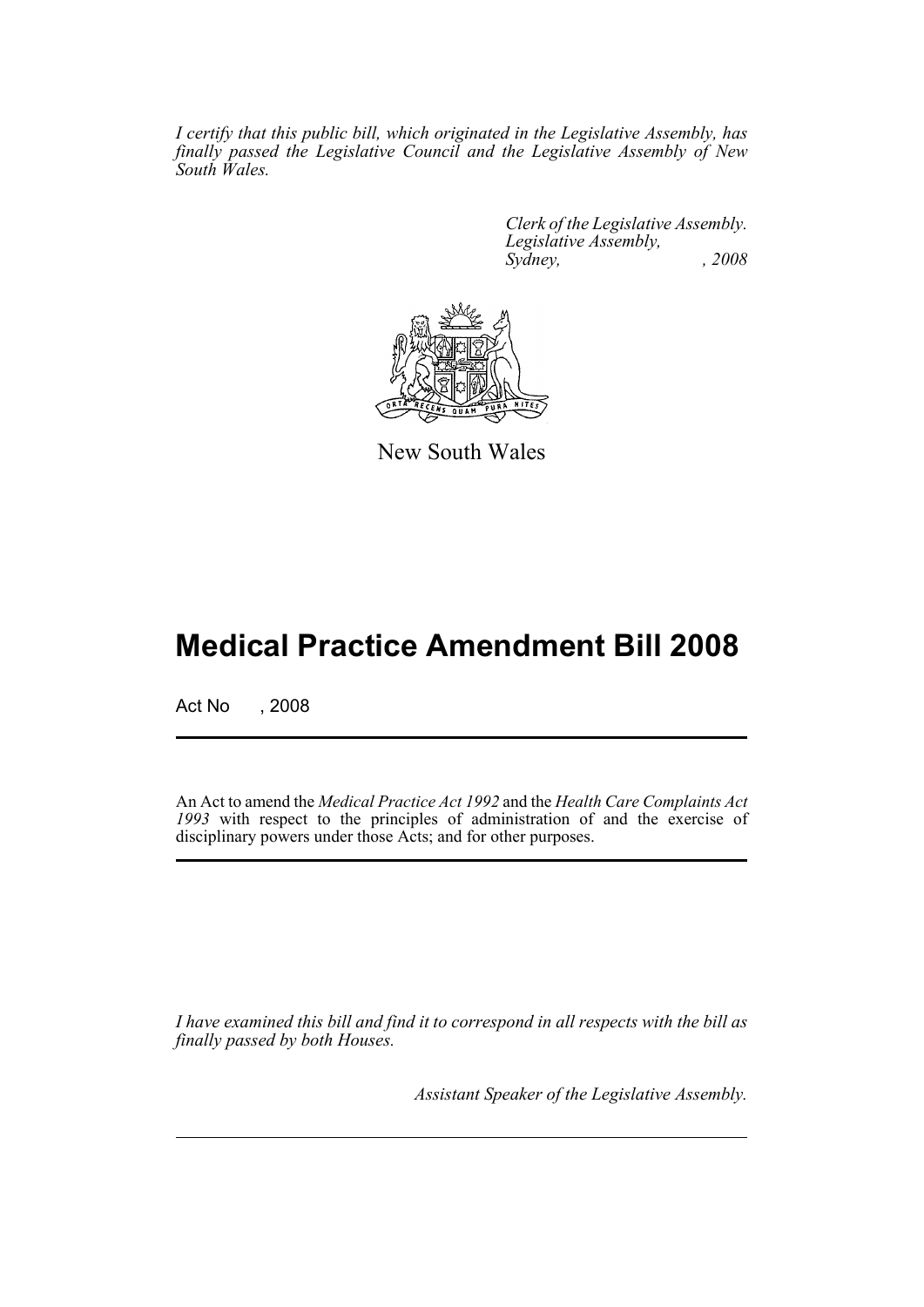*I certify that this public bill, which originated in the Legislative Assembly, has finally passed the Legislative Council and the Legislative Assembly of New South Wales.*

*Clerk of the Legislative Assembly.*
*Legislative Assembly,*
*Sydney, , 2008*

New South Wales

# Medical Practice Amendment Bill 2008

Act No , 2008

An Act to amend the *Medical Practice Act 1992* and the *Health Care Complaints Act 1993* with respect to the principles of administration of and the exercise of disciplinary powers under those Acts; and for other purposes.

*I have examined this bill and find it to correspond in all respects with the bill as finally passed by both Houses.*

*Assistant Speaker of the Legislative Assembly.*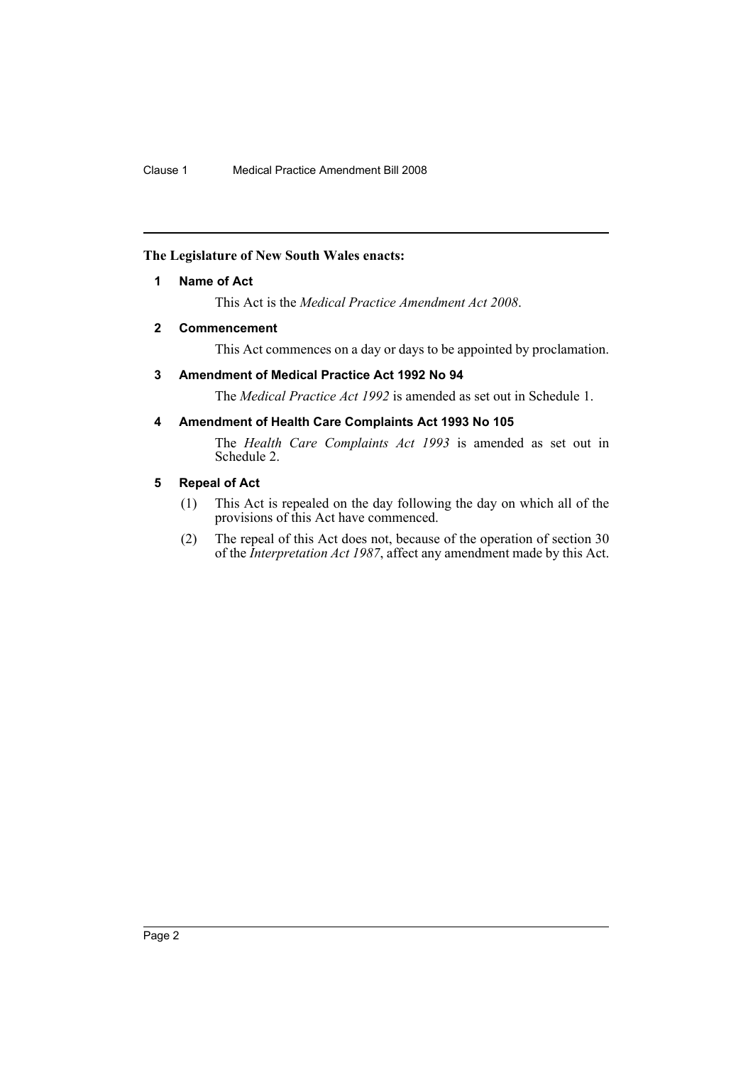**The Legislature of New South Wales enacts:**

## 1 Name of Act

This Act is the *Medical Practice Amendment Act 2008*.

## 2 Commencement

This Act commences on a day or days to be appointed by proclamation.

## 3 Amendment of Medical Practice Act 1992 No 94

The *Medical Practice Act 1992* is amended as set out in Schedule 1.

## 4 Amendment of Health Care Complaints Act 1993 No 105

The *Health Care Complaints Act 1993* is amended as set out in Schedule 2.

## 5 Repeal of Act

(1) This Act is repealed on the day following the day on which all of the provisions of this Act have commenced.

(2) The repeal of this Act does not, because of the operation of section 30 of the *Interpretation Act 1987*, affect any amendment made by this Act.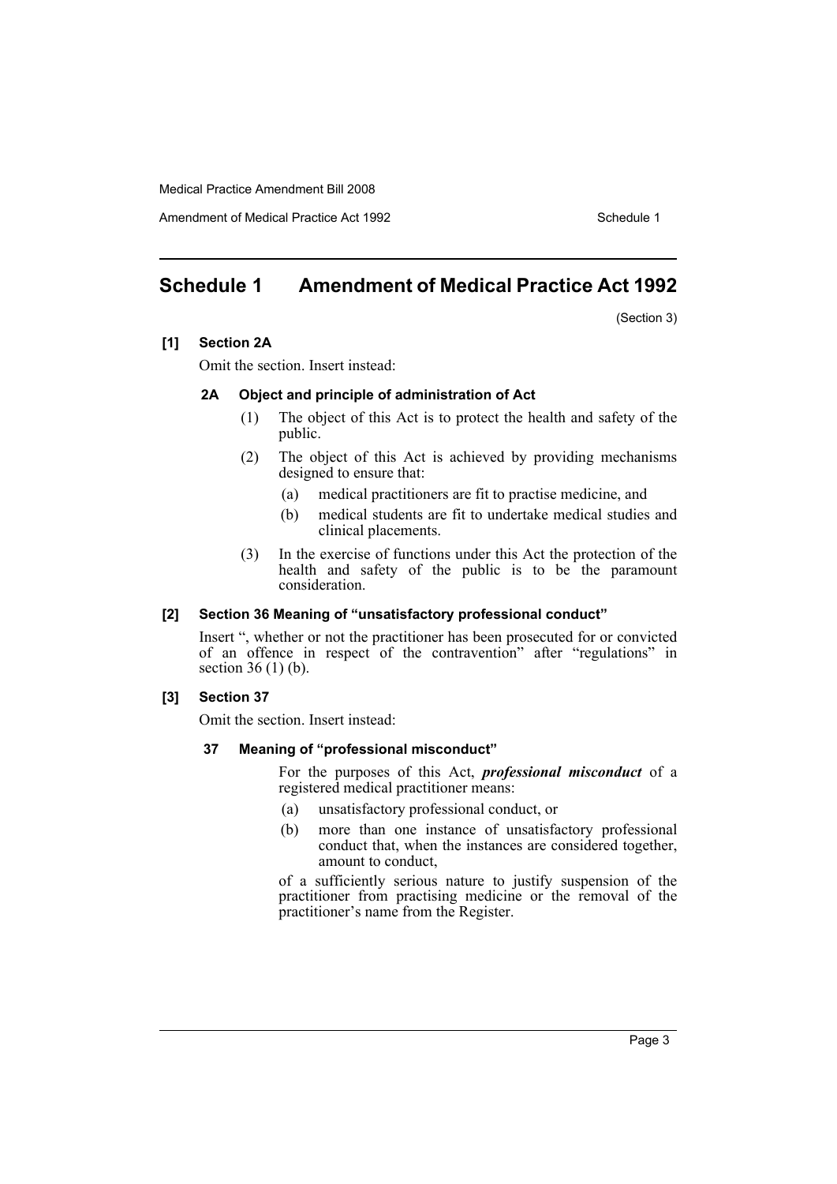# Schedule 1 Amendment of Medical Practice Act 1992

(Section 3)

**[1] Section 2A**

Omit the section. Insert instead:

**2A Object and principle of administration of Act**

(1) The object of this Act is to protect the health and safety of the public.

(2) The object of this Act is achieved by providing mechanisms designed to ensure that:

(a) medical practitioners are fit to practise medicine, and

(b) medical students are fit to undertake medical studies and clinical placements.

(3) In the exercise of functions under this Act the protection of the health and safety of the public is to be the paramount consideration.

**[2] Section 36 Meaning of "unsatisfactory professional conduct"**

Insert ", whether or not the practitioner has been prosecuted for or convicted of an offence in respect of the contravention" after "regulations" in section 36 (1) (b).

**[3] Section 37**

Omit the section. Insert instead:

**37 Meaning of "professional misconduct"**

For the purposes of this Act, ***professional misconduct*** of a registered medical practitioner means:

(a) unsatisfactory professional conduct, or

(b) more than one instance of unsatisfactory professional conduct that, when the instances are considered together, amount to conduct,

of a sufficiently serious nature to justify suspension of the practitioner from practising medicine or the removal of the practitioner's name from the Register.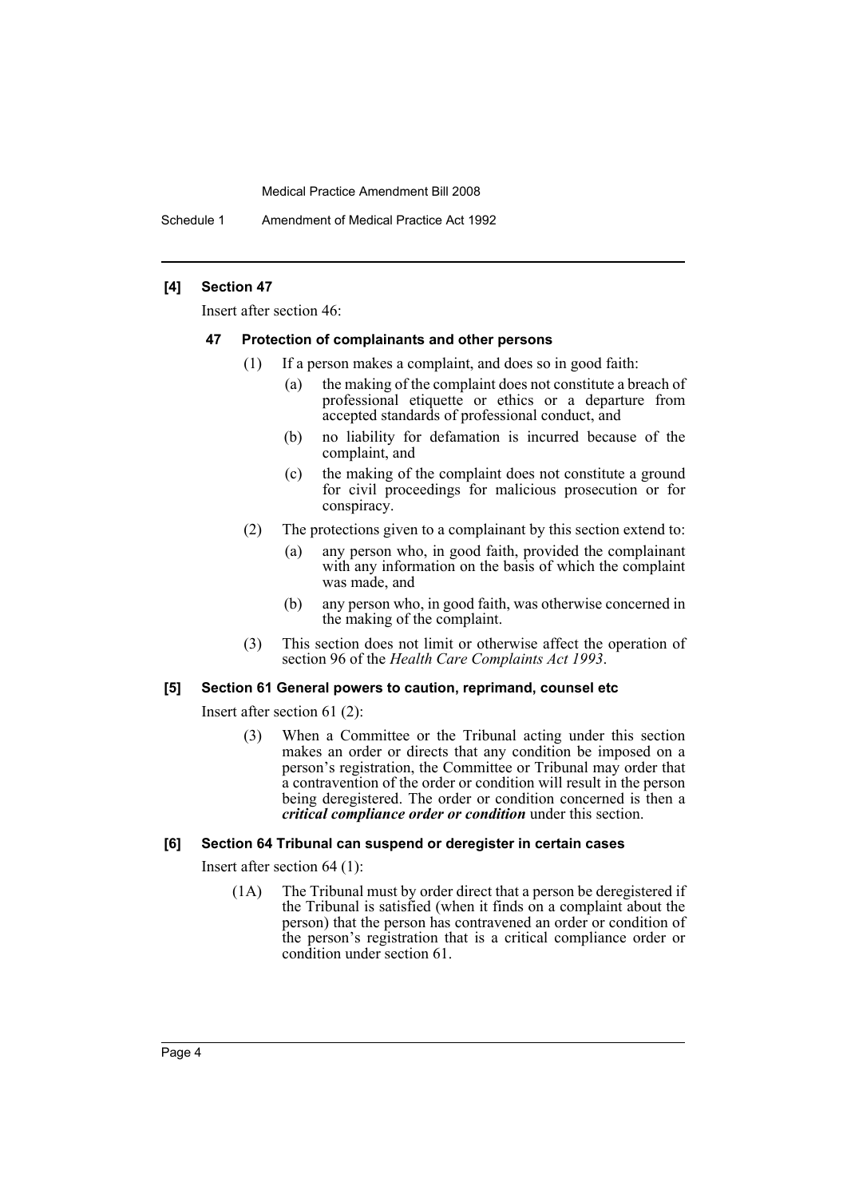### [4] Section 47

Insert after section 46:

#### 47 Protection of complainants and other persons

(1) If a person makes a complaint, and does so in good faith:

- (a) the making of the complaint does not constitute a breach of professional etiquette or ethics or a departure from accepted standards of professional conduct, and
- (b) no liability for defamation is incurred because of the complaint, and
- (c) the making of the complaint does not constitute a ground for civil proceedings for malicious prosecution or for conspiracy.

(2) The protections given to a complainant by this section extend to:

- (a) any person who, in good faith, provided the complainant with any information on the basis of which the complaint was made, and
- (b) any person who, in good faith, was otherwise concerned in the making of the complaint.

(3) This section does not limit or otherwise affect the operation of section 96 of the *Health Care Complaints Act 1993*.

### [5] Section 61 General powers to caution, reprimand, counsel etc

Insert after section 61 (2):

(3) When a Committee or the Tribunal acting under this section makes an order or directs that any condition be imposed on a person's registration, the Committee or Tribunal may order that a contravention of the order or condition will result in the person being deregistered. The order or condition concerned is then a ***critical compliance order or condition*** under this section.

### [6] Section 64 Tribunal can suspend or deregister in certain cases

Insert after section 64 (1):

(1A) The Tribunal must by order direct that a person be deregistered if the Tribunal is satisfied (when it finds on a complaint about the person) that the person has contravened an order or condition of the person's registration that is a critical compliance order or condition under section 61.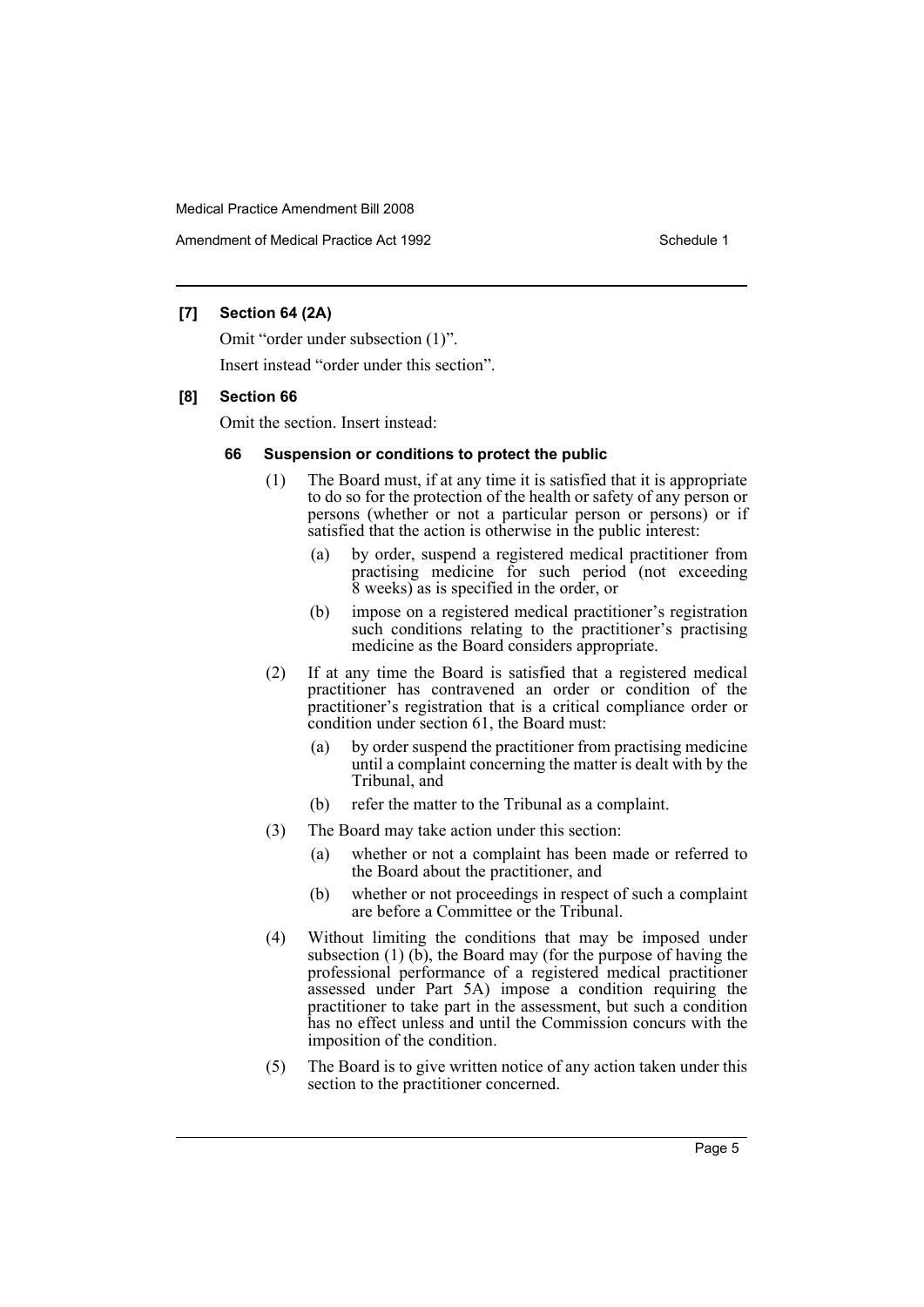**[7] Section 64 (2A)**

Omit "order under subsection (1)".

Insert instead "order under this section".

**[8] Section 66**

Omit the section. Insert instead:

**66 Suspension or conditions to protect the public**

(1) The Board must, if at any time it is satisfied that it is appropriate to do so for the protection of the health or safety of any person or persons (whether or not a particular person or persons) or if satisfied that the action is otherwise in the public interest:

(a) by order, suspend a registered medical practitioner from practising medicine for such period (not exceeding 8 weeks) as is specified in the order, or

(b) impose on a registered medical practitioner's registration such conditions relating to the practitioner's practising medicine as the Board considers appropriate.

(2) If at any time the Board is satisfied that a registered medical practitioner has contravened an order or condition of the practitioner's registration that is a critical compliance order or condition under section 61, the Board must:

(a) by order suspend the practitioner from practising medicine until a complaint concerning the matter is dealt with by the Tribunal, and

(b) refer the matter to the Tribunal as a complaint.

(3) The Board may take action under this section:

(a) whether or not a complaint has been made or referred to the Board about the practitioner, and

(b) whether or not proceedings in respect of such a complaint are before a Committee or the Tribunal.

(4) Without limiting the conditions that may be imposed under subsection (1) (b), the Board may (for the purpose of having the professional performance of a registered medical practitioner assessed under Part 5A) impose a condition requiring the practitioner to take part in the assessment, but such a condition has no effect unless and until the Commission concurs with the imposition of the condition.

(5) The Board is to give written notice of any action taken under this section to the practitioner concerned.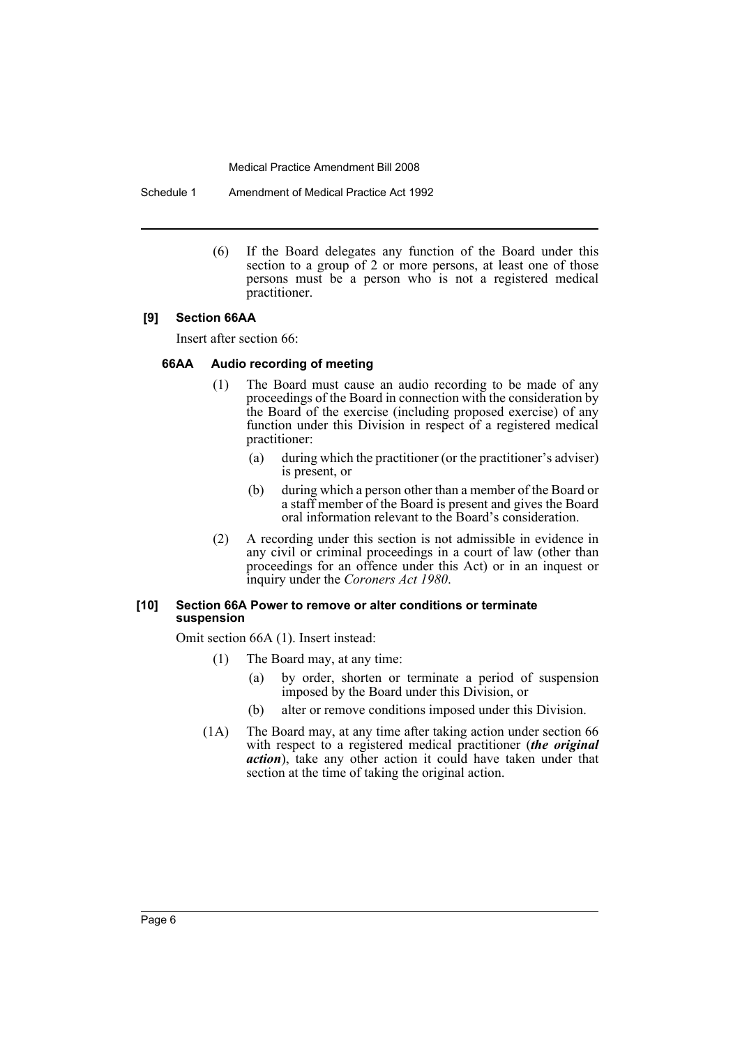(6) If the Board delegates any function of the Board under this section to a group of 2 or more persons, at least one of those persons must be a person who is not a registered medical practitioner.

### [9] Section 66AA

Insert after section 66:

#### 66AA Audio recording of meeting

(1) The Board must cause an audio recording to be made of any proceedings of the Board in connection with the consideration by the Board of the exercise (including proposed exercise) of any function under this Division in respect of a registered medical practitioner:

- (a) during which the practitioner (or the practitioner's adviser) is present, or
- (b) during which a person other than a member of the Board or a staff member of the Board is present and gives the Board oral information relevant to the Board's consideration.

(2) A recording under this section is not admissible in evidence in any civil or criminal proceedings in a court of law (other than proceedings for an offence under this Act) or in an inquest or inquiry under the *Coroners Act 1980*.

### [10] Section 66A Power to remove or alter conditions or terminate suspension

Omit section 66A (1). Insert instead:

(1) The Board may, at any time:

- (a) by order, shorten or terminate a period of suspension imposed by the Board under this Division, or
- (b) alter or remove conditions imposed under this Division.

(1A) The Board may, at any time after taking action under section 66 with respect to a registered medical practitioner (***the original action***), take any other action it could have taken under that section at the time of taking the original action.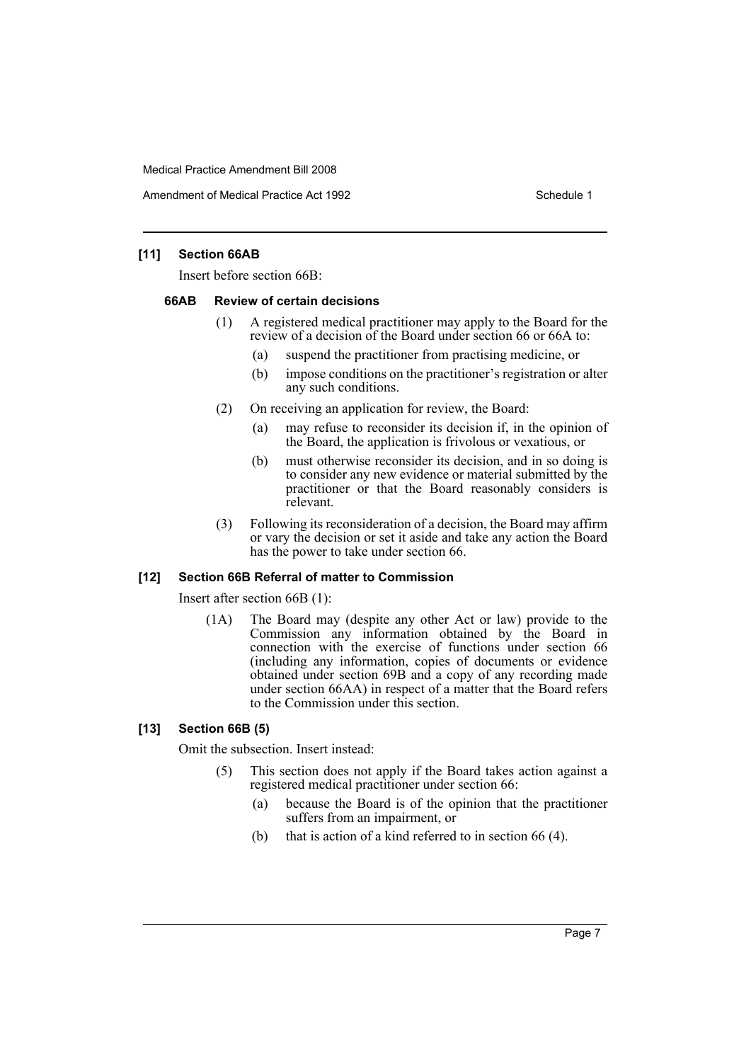### [11] Section 66AB

Insert before section 66B:

#### 66AB Review of certain decisions

(1) A registered medical practitioner may apply to the Board for the review of a decision of the Board under section 66 or 66A to:

(a) suspend the practitioner from practising medicine, or

(b) impose conditions on the practitioner's registration or alter any such conditions.

(2) On receiving an application for review, the Board:

(a) may refuse to reconsider its decision if, in the opinion of the Board, the application is frivolous or vexatious, or

(b) must otherwise reconsider its decision, and in so doing is to consider any new evidence or material submitted by the practitioner or that the Board reasonably considers is relevant.

(3) Following its reconsideration of a decision, the Board may affirm or vary the decision or set it aside and take any action the Board has the power to take under section 66.

### [12] Section 66B Referral of matter to Commission

Insert after section 66B (1):

(1A) The Board may (despite any other Act or law) provide to the Commission any information obtained by the Board in connection with the exercise of functions under section 66 (including any information, copies of documents or evidence obtained under section 69B and a copy of any recording made under section 66AA) in respect of a matter that the Board refers to the Commission under this section.

### [13] Section 66B (5)

Omit the subsection. Insert instead:

(5) This section does not apply if the Board takes action against a registered medical practitioner under section 66:

(a) because the Board is of the opinion that the practitioner suffers from an impairment, or

(b) that is action of a kind referred to in section 66 (4).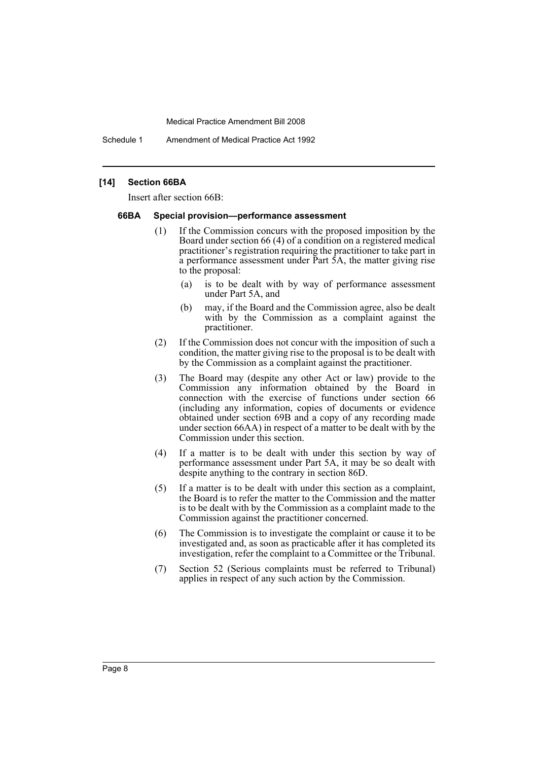### [14] Section 66BA

Insert after section 66B:

#### 66BA Special provision—performance assessment

(1) If the Commission concurs with the proposed imposition by the Board under section 66 (4) of a condition on a registered medical practitioner's registration requiring the practitioner to take part in a performance assessment under Part 5A, the matter giving rise to the proposal:

- (a) is to be dealt with by way of performance assessment under Part 5A, and
- (b) may, if the Board and the Commission agree, also be dealt with by the Commission as a complaint against the practitioner.

(2) If the Commission does not concur with the imposition of such a condition, the matter giving rise to the proposal is to be dealt with by the Commission as a complaint against the practitioner.

(3) The Board may (despite any other Act or law) provide to the Commission any information obtained by the Board in connection with the exercise of functions under section 66 (including any information, copies of documents or evidence obtained under section 69B and a copy of any recording made under section 66AA) in respect of a matter to be dealt with by the Commission under this section.

(4) If a matter is to be dealt with under this section by way of performance assessment under Part 5A, it may be so dealt with despite anything to the contrary in section 86D.

(5) If a matter is to be dealt with under this section as a complaint, the Board is to refer the matter to the Commission and the matter is to be dealt with by the Commission as a complaint made to the Commission against the practitioner concerned.

(6) The Commission is to investigate the complaint or cause it to be investigated and, as soon as practicable after it has completed its investigation, refer the complaint to a Committee or the Tribunal.

(7) Section 52 (Serious complaints must be referred to Tribunal) applies in respect of any such action by the Commission.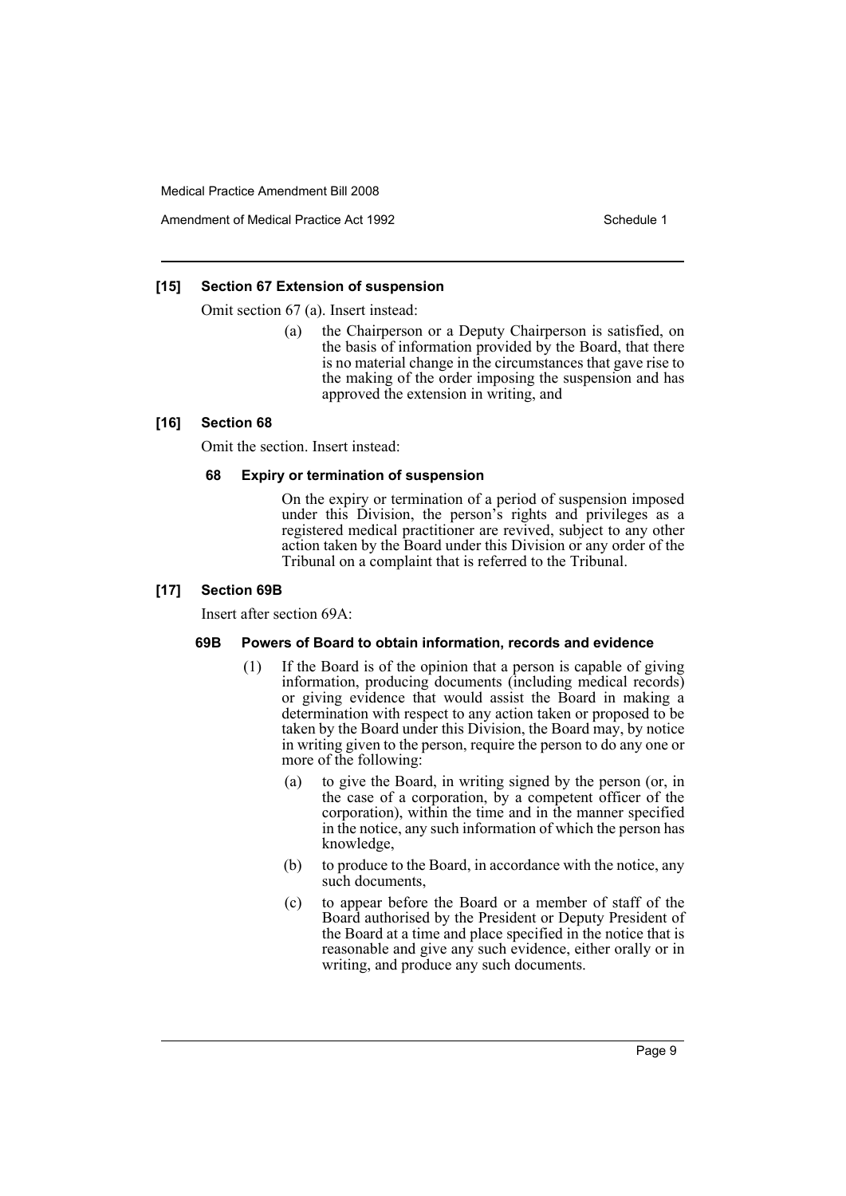### [15] Section 67 Extension of suspension

Omit section 67 (a). Insert instead:

> (a) the Chairperson or a Deputy Chairperson is satisfied, on the basis of information provided by the Board, that there is no material change in the circumstances that gave rise to the making of the order imposing the suspension and has approved the extension in writing, and

### [16] Section 68

Omit the section. Insert instead:

#### 68 Expiry or termination of suspension

On the expiry or termination of a period of suspension imposed under this Division, the person's rights and privileges as a registered medical practitioner are revived, subject to any other action taken by the Board under this Division or any order of the Tribunal on a complaint that is referred to the Tribunal.

### [17] Section 69B

Insert after section 69A:

#### 69B Powers of Board to obtain information, records and evidence

(1) If the Board is of the opinion that a person is capable of giving information, producing documents (including medical records) or giving evidence that would assist the Board in making a determination with respect to any action taken or proposed to be taken by the Board under this Division, the Board may, by notice in writing given to the person, require the person to do any one or more of the following:

- (a) to give the Board, in writing signed by the person (or, in the case of a corporation, by a competent officer of the corporation), within the time and in the manner specified in the notice, any such information of which the person has knowledge,
- (b) to produce to the Board, in accordance with the notice, any such documents,
- (c) to appear before the Board or a member of staff of the Board authorised by the President or Deputy President of the Board at a time and place specified in the notice that is reasonable and give any such evidence, either orally or in writing, and produce any such documents.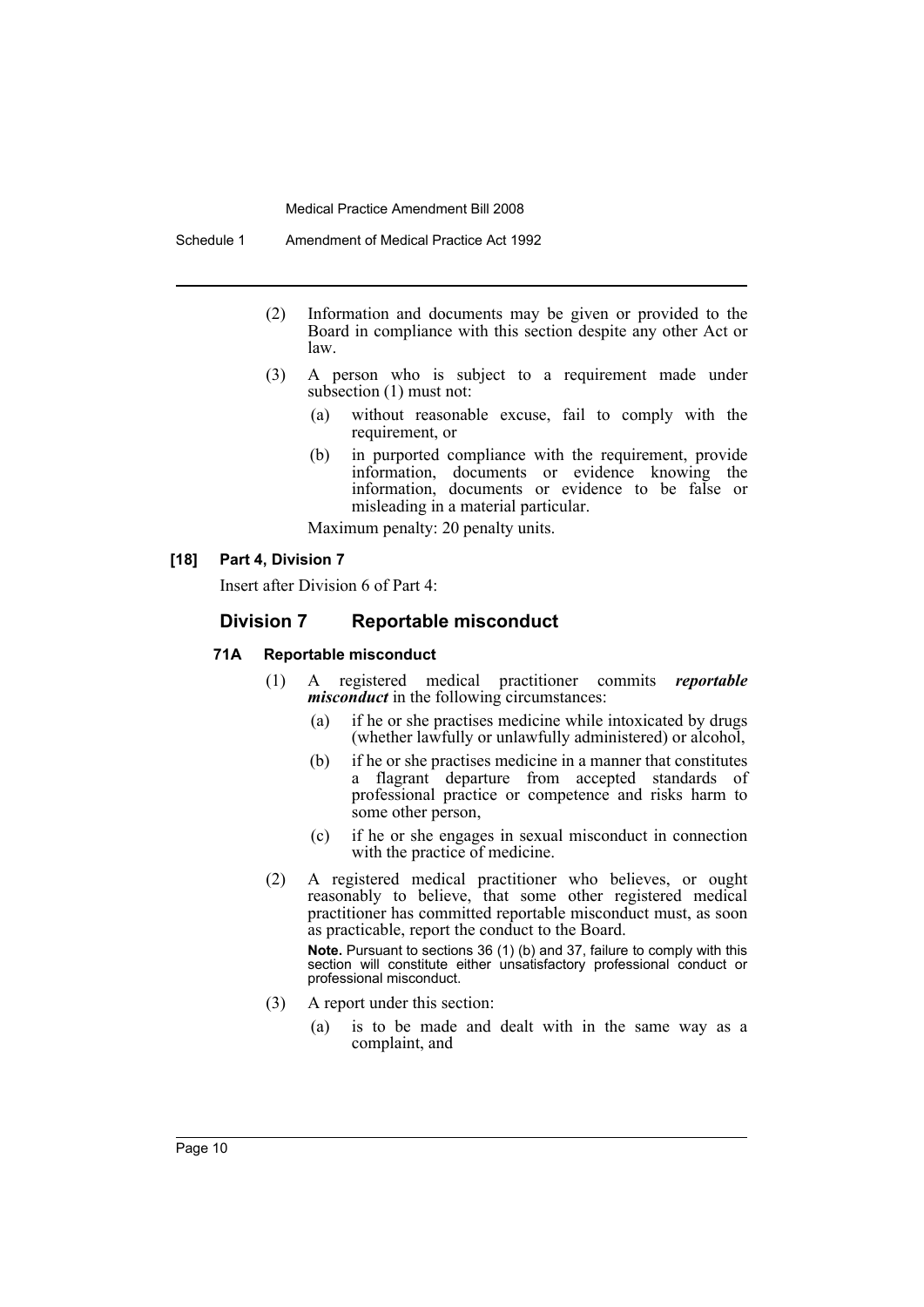(2) Information and documents may be given or provided to the Board in compliance with this section despite any other Act or law.

(3) A person who is subject to a requirement made under subsection (1) must not:

(a) without reasonable excuse, fail to comply with the requirement, or

(b) in purported compliance with the requirement, provide information, documents or evidence knowing the information, documents or evidence to be false or misleading in a material particular.

Maximum penalty: 20 penalty units.

**[18] Part 4, Division 7**

Insert after Division 6 of Part 4:

## Division 7 Reportable misconduct

### 71A Reportable misconduct

(1) A registered medical practitioner commits ***reportable misconduct*** in the following circumstances:

(a) if he or she practises medicine while intoxicated by drugs (whether lawfully or unlawfully administered) or alcohol,

(b) if he or she practises medicine in a manner that constitutes a flagrant departure from accepted standards of professional practice or competence and risks harm to some other person,

(c) if he or she engages in sexual misconduct in connection with the practice of medicine.

(2) A registered medical practitioner who believes, or ought reasonably to believe, that some other registered medical practitioner has committed reportable misconduct must, as soon as practicable, report the conduct to the Board.

**Note.** Pursuant to sections 36 (1) (b) and 37, failure to comply with this section will constitute either unsatisfactory professional conduct or professional misconduct.

(3) A report under this section:

(a) is to be made and dealt with in the same way as a complaint, and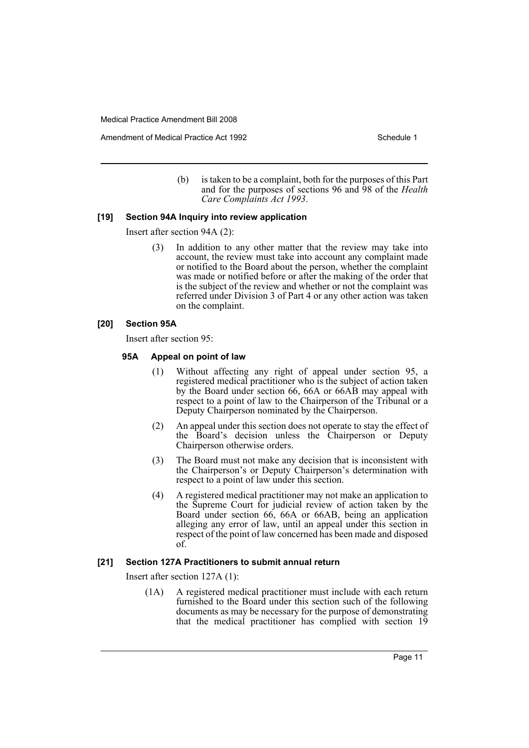(b) is taken to be a complaint, both for the purposes of this Part and for the purposes of sections 96 and 98 of the *Health Care Complaints Act 1993*.

### [19] Section 94A Inquiry into review application

Insert after section 94A (2):

(3) In addition to any other matter that the review may take into account, the review must take into account any complaint made or notified to the Board about the person, whether the complaint was made or notified before or after the making of the order that is the subject of the review and whether or not the complaint was referred under Division 3 of Part 4 or any other action was taken on the complaint.

### [20] Section 95A

Insert after section 95:

#### 95A Appeal on point of law

(1) Without affecting any right of appeal under section 95, a registered medical practitioner who is the subject of action taken by the Board under section 66, 66A or 66AB may appeal with respect to a point of law to the Chairperson of the Tribunal or a Deputy Chairperson nominated by the Chairperson.

(2) An appeal under this section does not operate to stay the effect of the Board's decision unless the Chairperson or Deputy Chairperson otherwise orders.

(3) The Board must not make any decision that is inconsistent with the Chairperson's or Deputy Chairperson's determination with respect to a point of law under this section.

(4) A registered medical practitioner may not make an application to the Supreme Court for judicial review of action taken by the Board under section 66, 66A or 66AB, being an application alleging any error of law, until an appeal under this section in respect of the point of law concerned has been made and disposed of.

### [21] Section 127A Practitioners to submit annual return

Insert after section 127A (1):

(1A) A registered medical practitioner must include with each return furnished to the Board under this section such of the following documents as may be necessary for the purpose of demonstrating that the medical practitioner has complied with section 19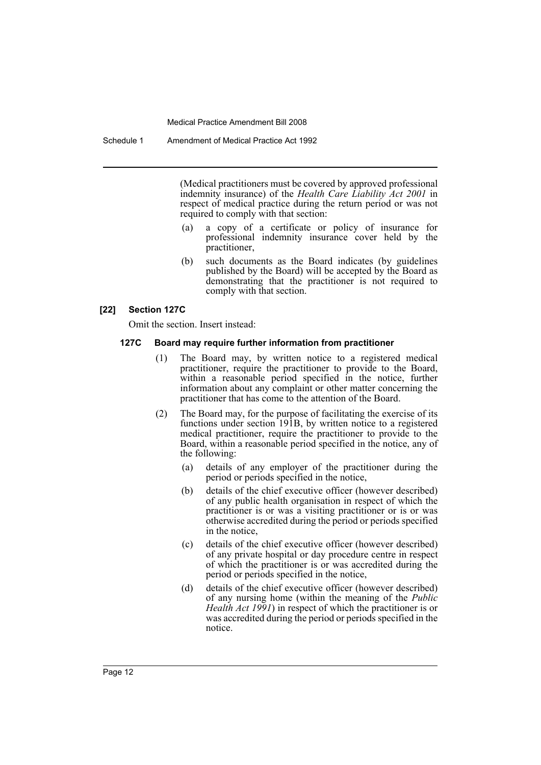(Medical practitioners must be covered by approved professional indemnity insurance) of the *Health Care Liability Act 2001* in respect of medical practice during the return period or was not required to comply with that section:

(a) a copy of a certificate or policy of insurance for professional indemnity insurance cover held by the practitioner,

(b) such documents as the Board indicates (by guidelines published by the Board) will be accepted by the Board as demonstrating that the practitioner is not required to comply with that section.

### [22] Section 127C

Omit the section. Insert instead:

#### 127C Board may require further information from practitioner

(1) The Board may, by written notice to a registered medical practitioner, require the practitioner to provide to the Board, within a reasonable period specified in the notice, further information about any complaint or other matter concerning the practitioner that has come to the attention of the Board.

(2) The Board may, for the purpose of facilitating the exercise of its functions under section 191B, by written notice to a registered medical practitioner, require the practitioner to provide to the Board, within a reasonable period specified in the notice, any of the following:

(a) details of any employer of the practitioner during the period or periods specified in the notice,

(b) details of the chief executive officer (however described) of any public health organisation in respect of which the practitioner is or was a visiting practitioner or is or was otherwise accredited during the period or periods specified in the notice,

(c) details of the chief executive officer (however described) of any private hospital or day procedure centre in respect of which the practitioner is or was accredited during the period or periods specified in the notice,

(d) details of the chief executive officer (however described) of any nursing home (within the meaning of the *Public Health Act 1991*) in respect of which the practitioner is or was accredited during the period or periods specified in the notice.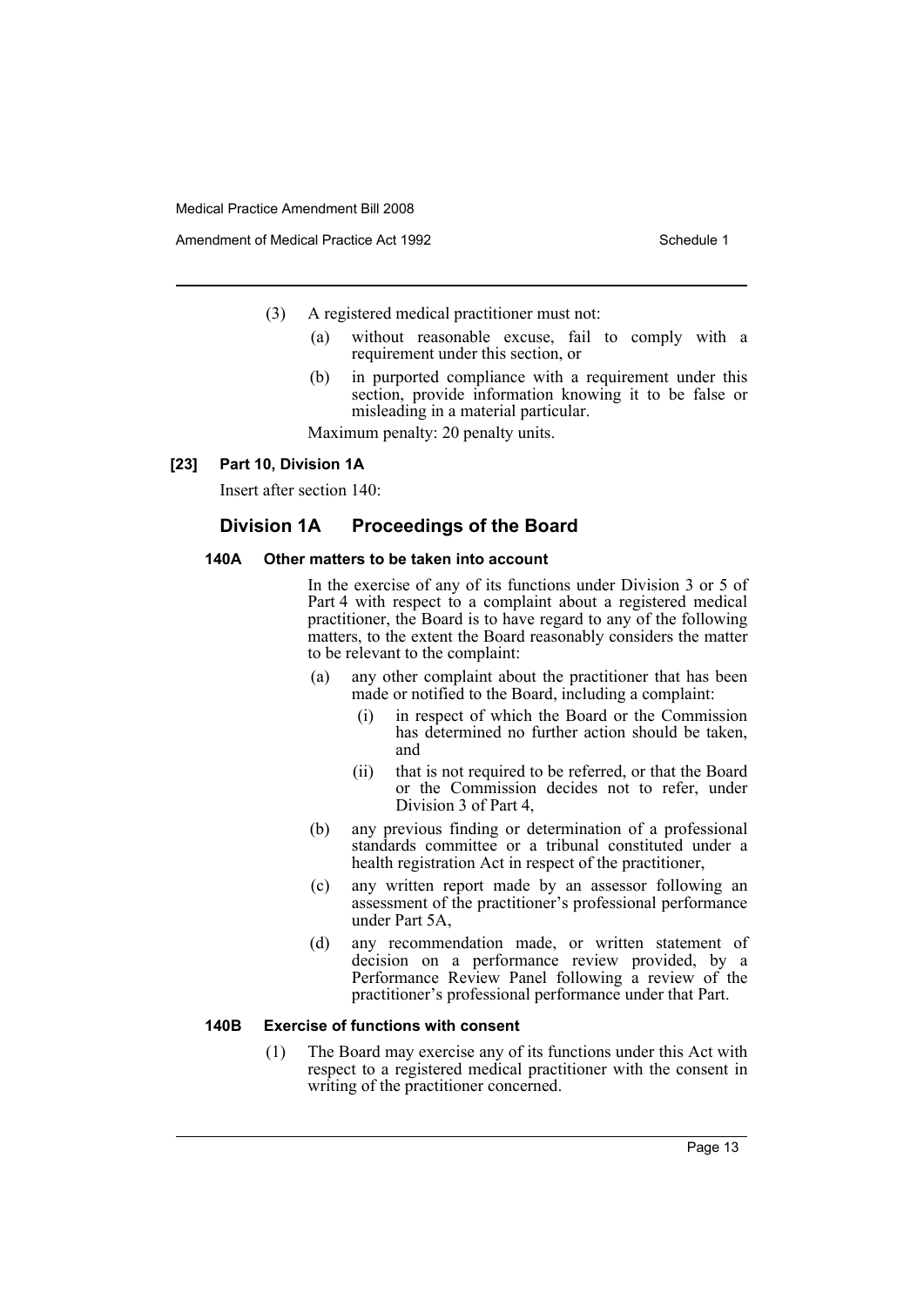(3) A registered medical practitioner must not:

(a) without reasonable excuse, fail to comply with a requirement under this section, or

(b) in purported compliance with a requirement under this section, provide information knowing it to be false or misleading in a material particular.

Maximum penalty: 20 penalty units.

**[23] Part 10, Division 1A**

Insert after section 140:

## Division 1A Proceedings of the Board

### 140A Other matters to be taken into account

In the exercise of any of its functions under Division 3 or 5 of Part 4 with respect to a complaint about a registered medical practitioner, the Board is to have regard to any of the following matters, to the extent the Board reasonably considers the matter to be relevant to the complaint:

(a) any other complaint about the practitioner that has been made or notified to the Board, including a complaint:

(i) in respect of which the Board or the Commission has determined no further action should be taken, and

(ii) that is not required to be referred, or that the Board or the Commission decides not to refer, under Division 3 of Part 4,

(b) any previous finding or determination of a professional standards committee or a tribunal constituted under a health registration Act in respect of the practitioner,

(c) any written report made by an assessor following an assessment of the practitioner's professional performance under Part 5A,

(d) any recommendation made, or written statement of decision on a performance review provided, by a Performance Review Panel following a review of the practitioner's professional performance under that Part.

### 140B Exercise of functions with consent

(1) The Board may exercise any of its functions under this Act with respect to a registered medical practitioner with the consent in writing of the practitioner concerned.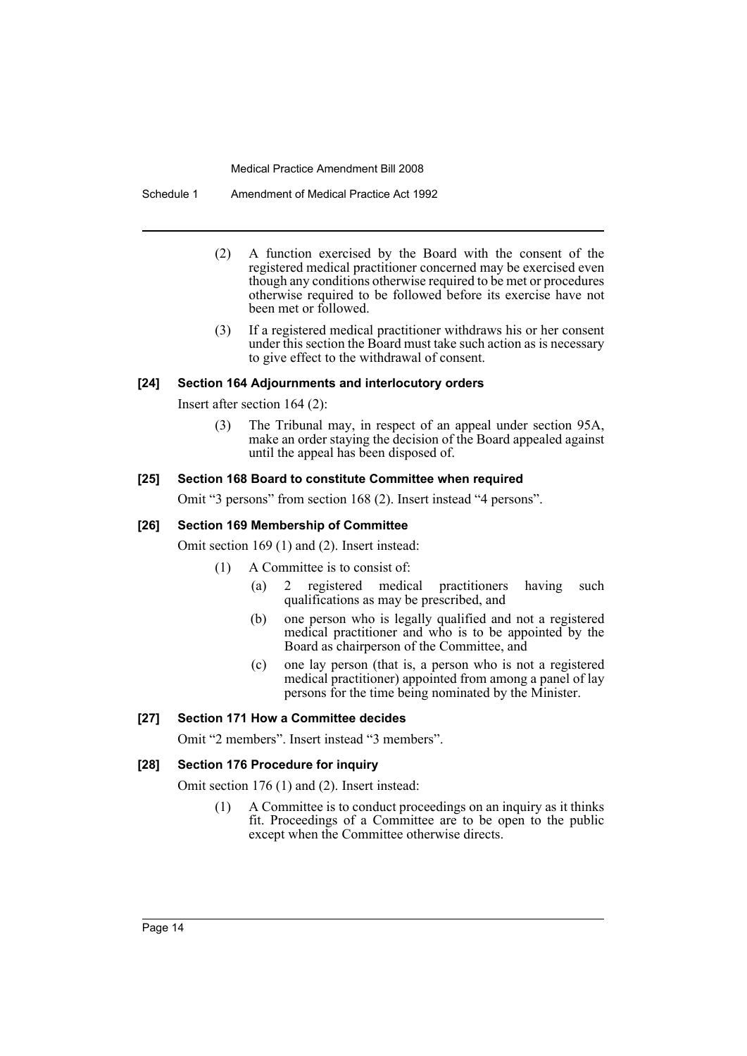(2) A function exercised by the Board with the consent of the registered medical practitioner concerned may be exercised even though any conditions otherwise required to be met or procedures otherwise required to be followed before its exercise have not been met or followed.

(3) If a registered medical practitioner withdraws his or her consent under this section the Board must take such action as is necessary to give effect to the withdrawal of consent.

#### [24] Section 164 Adjournments and interlocutory orders

Insert after section 164 (2):

> (3) The Tribunal may, in respect of an appeal under section 95A, make an order staying the decision of the Board appealed against until the appeal has been disposed of.

#### [25] Section 168 Board to constitute Committee when required

Omit "3 persons" from section 168 (2). Insert instead "4 persons".

#### [26] Section 169 Membership of Committee

Omit section 169 (1) and (2). Insert instead:

> (1) A Committee is to consist of:
>
> (a) 2 registered medical practitioners having such qualifications as may be prescribed, and
>
> (b) one person who is legally qualified and not a registered medical practitioner and who is to be appointed by the Board as chairperson of the Committee, and
>
> (c) one lay person (that is, a person who is not a registered medical practitioner) appointed from among a panel of lay persons for the time being nominated by the Minister.

#### [27] Section 171 How a Committee decides

Omit "2 members". Insert instead "3 members".

#### [28] Section 176 Procedure for inquiry

Omit section 176 (1) and (2). Insert instead:

> (1) A Committee is to conduct proceedings on an inquiry as it thinks fit. Proceedings of a Committee are to be open to the public except when the Committee otherwise directs.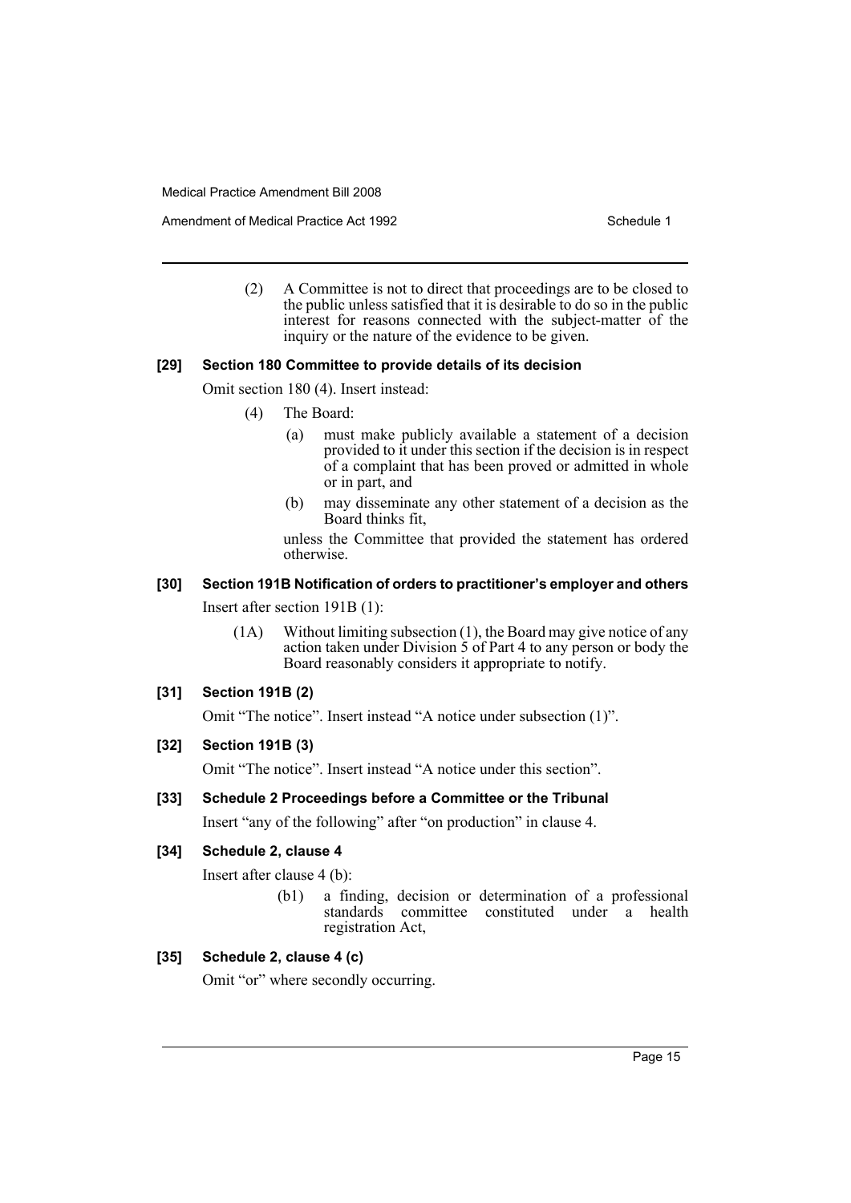(2) A Committee is not to direct that proceedings are to be closed to the public unless satisfied that it is desirable to do so in the public interest for reasons connected with the subject-matter of the inquiry or the nature of the evidence to be given.

**[29] Section 180 Committee to provide details of its decision**

Omit section 180 (4). Insert instead:

(4) The Board:

(a) must make publicly available a statement of a decision provided to it under this section if the decision is in respect of a complaint that has been proved or admitted in whole or in part, and

(b) may disseminate any other statement of a decision as the Board thinks fit,

unless the Committee that provided the statement has ordered otherwise.

**[30] Section 191B Notification of orders to practitioner's employer and others**

Insert after section 191B (1):

(1A) Without limiting subsection (1), the Board may give notice of any action taken under Division 5 of Part 4 to any person or body the Board reasonably considers it appropriate to notify.

**[31] Section 191B (2)**

Omit "The notice". Insert instead "A notice under subsection (1)".

**[32] Section 191B (3)**

Omit "The notice". Insert instead "A notice under this section".

**[33] Schedule 2 Proceedings before a Committee or the Tribunal**

Insert "any of the following" after "on production" in clause 4.

**[34] Schedule 2, clause 4**

Insert after clause 4 (b):

(b1) a finding, decision or determination of a professional standards committee constituted under a health registration Act,

**[35] Schedule 2, clause 4 (c)**

Omit "or" where secondly occurring.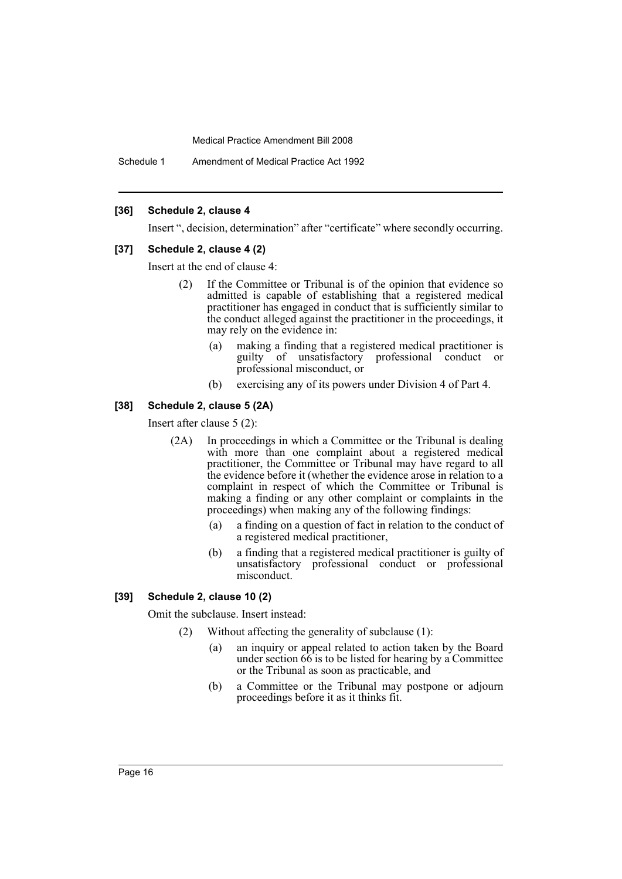### [36] Schedule 2, clause 4

Insert ", decision, determination" after "certificate" where secondly occurring.

### [37] Schedule 2, clause 4 (2)

Insert at the end of clause 4:

> (2) If the Committee or Tribunal is of the opinion that evidence so admitted is capable of establishing that a registered medical practitioner has engaged in conduct that is sufficiently similar to the conduct alleged against the practitioner in the proceedings, it may rely on the evidence in:
>
> (a) making a finding that a registered medical practitioner is guilty of unsatisfactory professional conduct or professional misconduct, or
>
> (b) exercising any of its powers under Division 4 of Part 4.

### [38] Schedule 2, clause 5 (2A)

Insert after clause 5 (2):

> (2A) In proceedings in which a Committee or the Tribunal is dealing with more than one complaint about a registered medical practitioner, the Committee or Tribunal may have regard to all the evidence before it (whether the evidence arose in relation to a complaint in respect of which the Committee or Tribunal is making a finding or any other complaint or complaints in the proceedings) when making any of the following findings:
>
> (a) a finding on a question of fact in relation to the conduct of a registered medical practitioner,
>
> (b) a finding that a registered medical practitioner is guilty of unsatisfactory professional conduct or professional misconduct.

### [39] Schedule 2, clause 10 (2)

Omit the subclause. Insert instead:

> (2) Without affecting the generality of subclause (1):
>
> (a) an inquiry or appeal related to action taken by the Board under section 66 is to be listed for hearing by a Committee or the Tribunal as soon as practicable, and
>
> (b) a Committee or the Tribunal may postpone or adjourn proceedings before it as it thinks fit.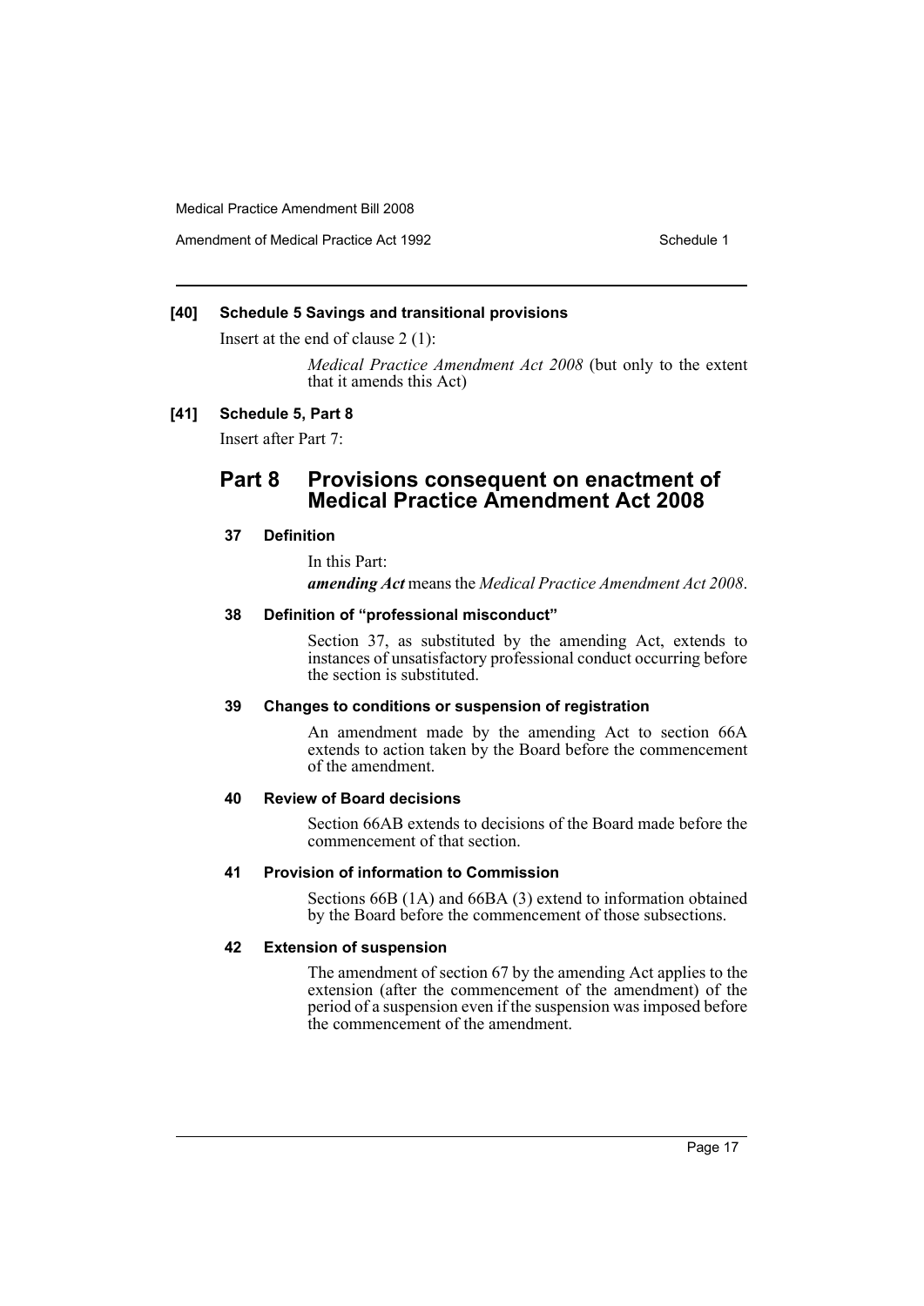**[40] Schedule 5 Savings and transitional provisions**

Insert at the end of clause 2 (1):

*Medical Practice Amendment Act 2008* (but only to the extent that it amends this Act)

**[41] Schedule 5, Part 8**

Insert after Part 7:

## Part 8 Provisions consequent on enactment of Medical Practice Amendment Act 2008

**37 Definition**

In this Part:

***amending Act*** means the *Medical Practice Amendment Act 2008*.

**38 Definition of "professional misconduct"**

Section 37, as substituted by the amending Act, extends to instances of unsatisfactory professional conduct occurring before the section is substituted.

**39 Changes to conditions or suspension of registration**

An amendment made by the amending Act to section 66A extends to action taken by the Board before the commencement of the amendment.

**40 Review of Board decisions**

Section 66AB extends to decisions of the Board made before the commencement of that section.

**41 Provision of information to Commission**

Sections 66B (1A) and 66BA (3) extend to information obtained by the Board before the commencement of those subsections.

**42 Extension of suspension**

The amendment of section 67 by the amending Act applies to the extension (after the commencement of the amendment) of the period of a suspension even if the suspension was imposed before the commencement of the amendment.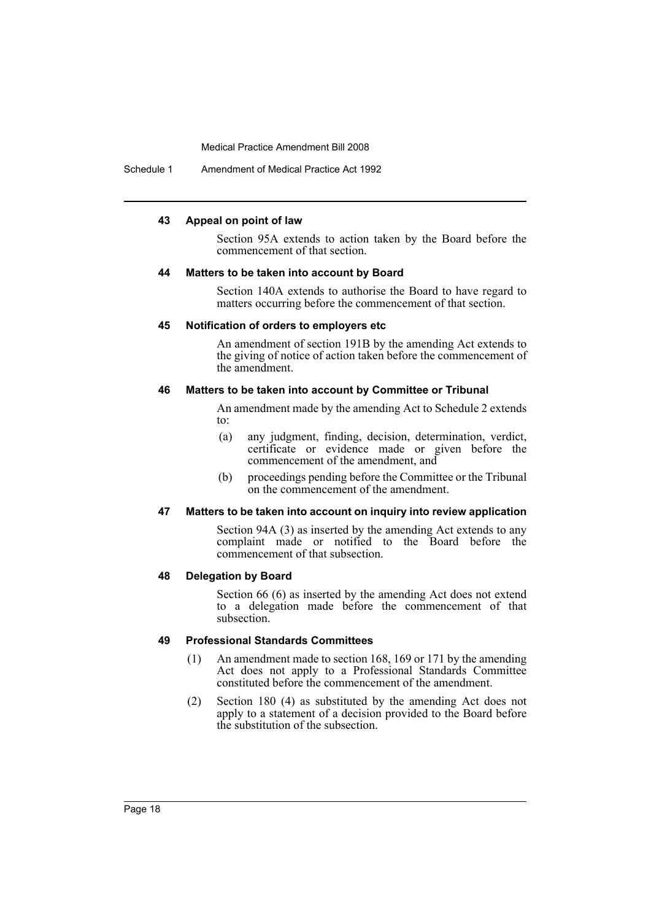#### 43 Appeal on point of law

Section 95A extends to action taken by the Board before the commencement of that section.

#### 44 Matters to be taken into account by Board

Section 140A extends to authorise the Board to have regard to matters occurring before the commencement of that section.

#### 45 Notification of orders to employers etc

An amendment of section 191B by the amending Act extends to the giving of notice of action taken before the commencement of the amendment.

#### 46 Matters to be taken into account by Committee or Tribunal

An amendment made by the amending Act to Schedule 2 extends to:

- (a) any judgment, finding, decision, determination, verdict, certificate or evidence made or given before the commencement of the amendment, and
- (b) proceedings pending before the Committee or the Tribunal on the commencement of the amendment.

#### 47 Matters to be taken into account on inquiry into review application

Section 94A (3) as inserted by the amending Act extends to any complaint made or notified to the Board before the commencement of that subsection.

#### 48 Delegation by Board

Section 66 (6) as inserted by the amending Act does not extend to a delegation made before the commencement of that subsection.

#### 49 Professional Standards Committees

(1) An amendment made to section 168, 169 or 171 by the amending Act does not apply to a Professional Standards Committee constituted before the commencement of the amendment.

(2) Section 180 (4) as substituted by the amending Act does not apply to a statement of a decision provided to the Board before the substitution of the subsection.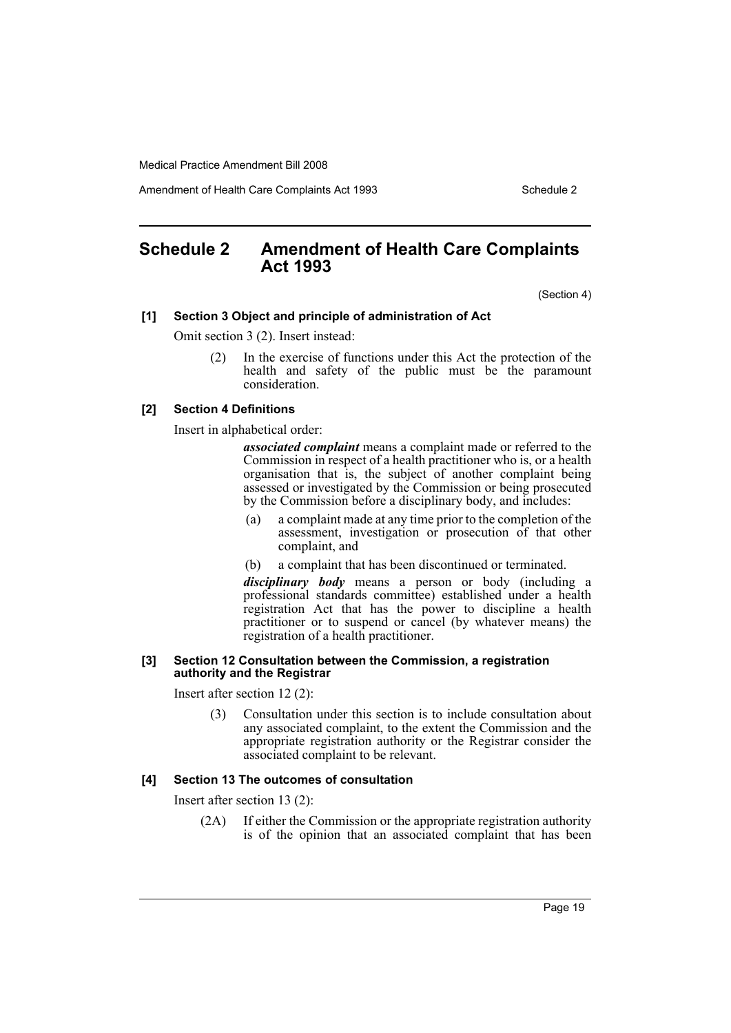## Schedule 2 Amendment of Health Care Complaints Act 1993

(Section 4)

**[1] Section 3 Object and principle of administration of Act**

Omit section 3 (2). Insert instead:

> (2) In the exercise of functions under this Act the protection of the health and safety of the public must be the paramount consideration.

**[2] Section 4 Definitions**

Insert in alphabetical order:

> ***associated complaint*** means a complaint made or referred to the Commission in respect of a health practitioner who is, or a health organisation that is, the subject of another complaint being assessed or investigated by the Commission or being prosecuted by the Commission before a disciplinary body, and includes:
>
> (a) a complaint made at any time prior to the completion of the assessment, investigation or prosecution of that other complaint, and
>
> (b) a complaint that has been discontinued or terminated.
>
> ***disciplinary body*** means a person or body (including a professional standards committee) established under a health registration Act that has the power to discipline a health practitioner or to suspend or cancel (by whatever means) the registration of a health practitioner.

**[3] Section 12 Consultation between the Commission, a registration authority and the Registrar**

Insert after section 12 (2):

> (3) Consultation under this section is to include consultation about any associated complaint, to the extent the Commission and the appropriate registration authority or the Registrar consider the associated complaint to be relevant.

**[4] Section 13 The outcomes of consultation**

Insert after section 13 (2):

> (2A) If either the Commission or the appropriate registration authority is of the opinion that an associated complaint that has been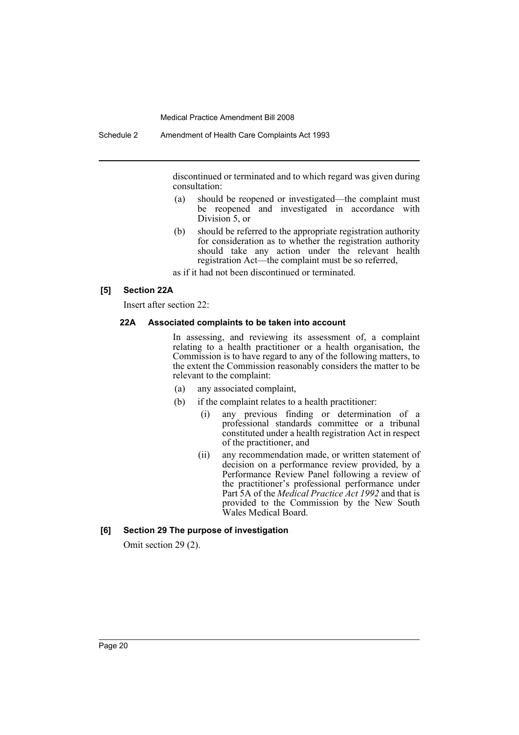discontinued or terminated and to which regard was given during consultation:

(a) should be reopened or investigated—the complaint must be reopened and investigated in accordance with Division 5, or

(b) should be referred to the appropriate registration authority for consideration as to whether the registration authority should take any action under the relevant health registration Act—the complaint must be so referred,

as if it had not been discontinued or terminated.

### [5] Section 22A

Insert after section 22:

#### 22A Associated complaints to be taken into account

In assessing, and reviewing its assessment of, a complaint relating to a health practitioner or a health organisation, the Commission is to have regard to any of the following matters, to the extent the Commission reasonably considers the matter to be relevant to the complaint:

(a) any associated complaint,

(b) if the complaint relates to a health practitioner:

(i) any previous finding or determination of a professional standards committee or a tribunal constituted under a health registration Act in respect of the practitioner, and

(ii) any recommendation made, or written statement of decision on a performance review provided, by a Performance Review Panel following a review of the practitioner's professional performance under Part 5A of the *Medical Practice Act 1992* and that is provided to the Commission by the New South Wales Medical Board.

### [6] Section 29 The purpose of investigation

Omit section 29 (2).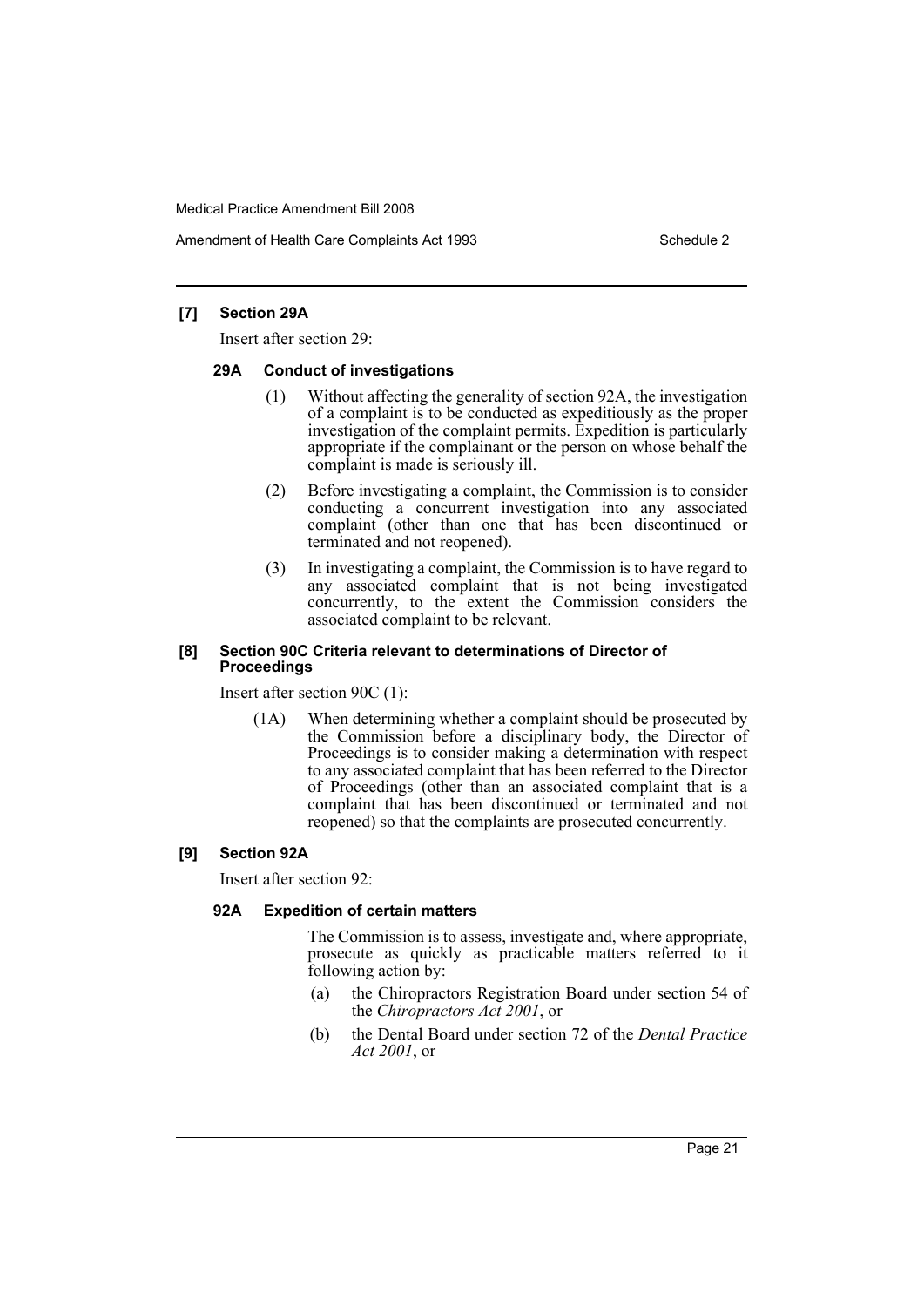**[7] Section 29A**

Insert after section 29:

**29A Conduct of investigations**

(1) Without affecting the generality of section 92A, the investigation of a complaint is to be conducted as expeditiously as the proper investigation of the complaint permits. Expedition is particularly appropriate if the complainant or the person on whose behalf the complaint is made is seriously ill.

(2) Before investigating a complaint, the Commission is to consider conducting a concurrent investigation into any associated complaint (other than one that has been discontinued or terminated and not reopened).

(3) In investigating a complaint, the Commission is to have regard to any associated complaint that is not being investigated concurrently, to the extent the Commission considers the associated complaint to be relevant.

**[8] Section 90C Criteria relevant to determinations of Director of Proceedings**

Insert after section 90C (1):

(1A) When determining whether a complaint should be prosecuted by the Commission before a disciplinary body, the Director of Proceedings is to consider making a determination with respect to any associated complaint that has been referred to the Director of Proceedings (other than an associated complaint that is a complaint that has been discontinued or terminated and not reopened) so that the complaints are prosecuted concurrently.

**[9] Section 92A**

Insert after section 92:

**92A Expedition of certain matters**

The Commission is to assess, investigate and, where appropriate, prosecute as quickly as practicable matters referred to it following action by:

(a) the Chiropractors Registration Board under section 54 of the *Chiropractors Act 2001*, or

(b) the Dental Board under section 72 of the *Dental Practice Act 2001*, or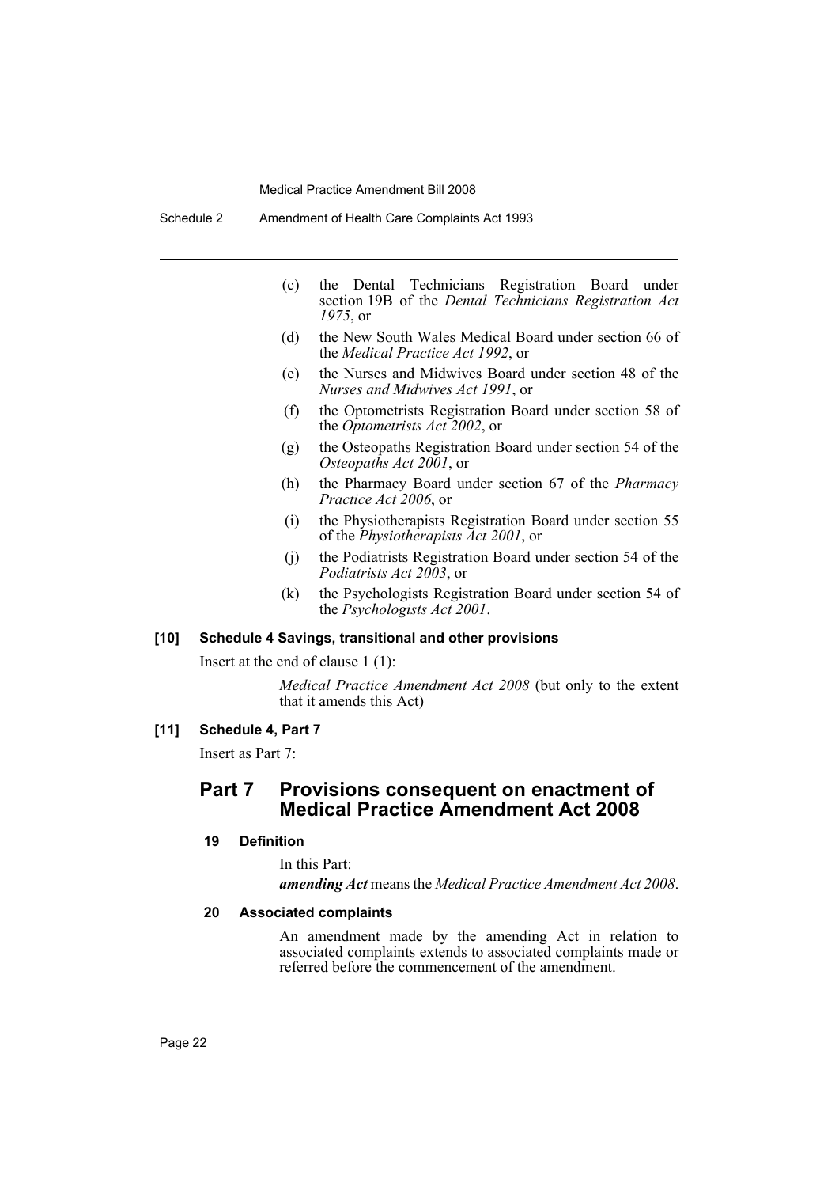(c) the Dental Technicians Registration Board under section 19B of the *Dental Technicians Registration Act 1975*, or

(d) the New South Wales Medical Board under section 66 of the *Medical Practice Act 1992*, or

(e) the Nurses and Midwives Board under section 48 of the *Nurses and Midwives Act 1991*, or

(f) the Optometrists Registration Board under section 58 of the *Optometrists Act 2002*, or

(g) the Osteopaths Registration Board under section 54 of the *Osteopaths Act 2001*, or

(h) the Pharmacy Board under section 67 of the *Pharmacy Practice Act 2006*, or

(i) the Physiotherapists Registration Board under section 55 of the *Physiotherapists Act 2001*, or

(j) the Podiatrists Registration Board under section 54 of the *Podiatrists Act 2003*, or

(k) the Psychologists Registration Board under section 54 of the *Psychologists Act 2001*.

#### [10] Schedule 4 Savings, transitional and other provisions

Insert at the end of clause 1 (1):

*Medical Practice Amendment Act 2008* (but only to the extent that it amends this Act)

#### [11] Schedule 4, Part 7

Insert as Part 7:

## Part 7 Provisions consequent on enactment of Medical Practice Amendment Act 2008

#### 19 Definition

In this Part:

***amending Act*** means the *Medical Practice Amendment Act 2008*.

#### 20 Associated complaints

An amendment made by the amending Act in relation to associated complaints extends to associated complaints made or referred before the commencement of the amendment.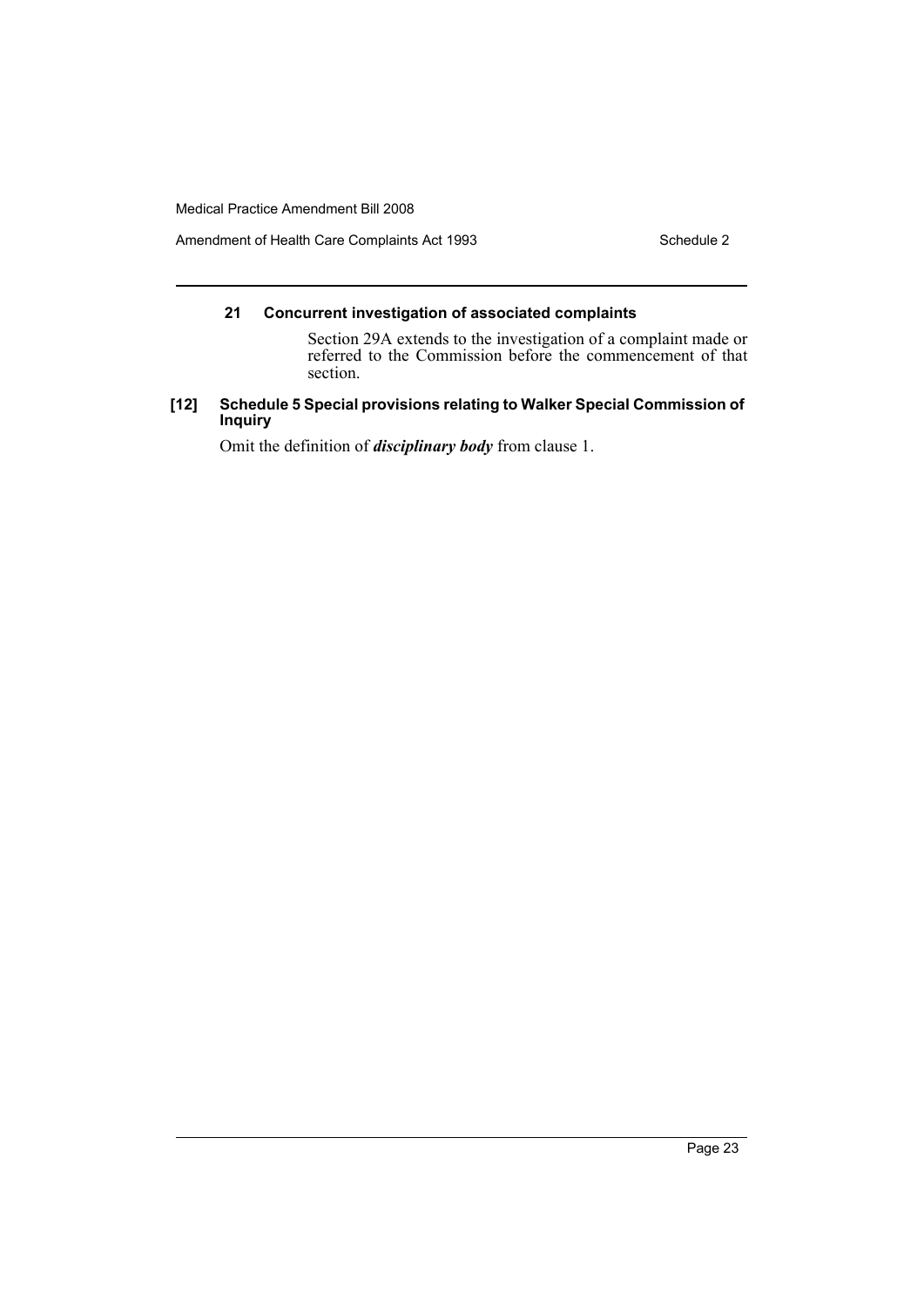### 21 Concurrent investigation of associated complaints

Section 29A extends to the investigation of a complaint made or referred to the Commission before the commencement of that section.

### [12] Schedule 5 Special provisions relating to Walker Special Commission of Inquiry

Omit the definition of ***disciplinary body*** from clause 1.